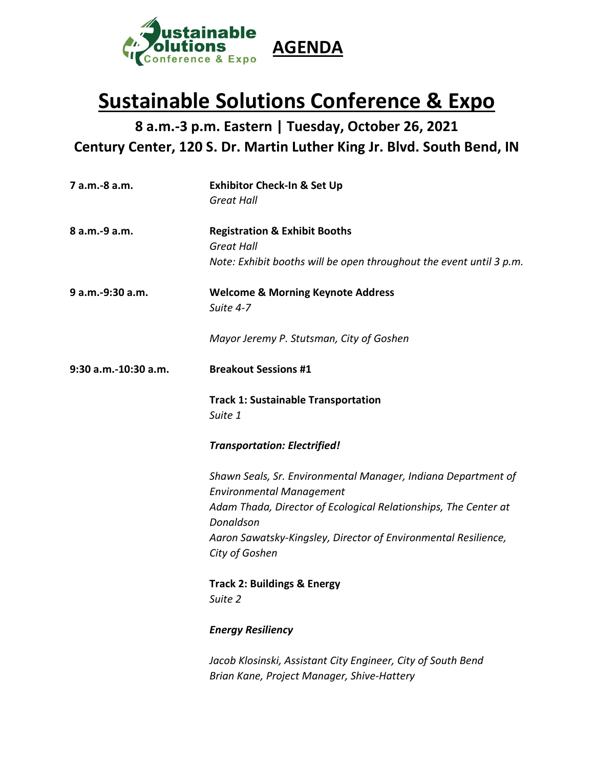**AGENDA**

# Sustainable Solutions Conference & Expo

## 8 a.m.-3 p.m. Eastern | Tuesday, October 26, 2021
## Century Center, 120 S. Dr. Martin Luther King Jr. Blvd. South Bend, IN

**7 a.m.-8 a.m.** — **Exhibitor Check-In & Set Up**
*Great Hall*

**8 a.m.-9 a.m.** — **Registration & Exhibit Booths**
*Great Hall*
*Note: Exhibit booths will be open throughout the event until 3 p.m.*

**9 a.m.-9:30 a.m.** — **Welcome & Morning Keynote Address**
*Suite 4-7*

*Mayor Jeremy P. Stutsman, City of Goshen*

**9:30 a.m.-10:30 a.m.** — **Breakout Sessions #1**

**Track 1: Sustainable Transportation**
*Suite 1*

***Transportation: Electrified!***

*Shawn Seals, Sr. Environmental Manager, Indiana Department of Environmental Management*
*Adam Thada, Director of Ecological Relationships, The Center at Donaldson*
*Aaron Sawatsky-Kingsley, Director of Environmental Resilience, City of Goshen*

**Track 2: Buildings & Energy**
*Suite 2*

***Energy Resiliency***

*Jacob Klosinski, Assistant City Engineer, City of South Bend*
*Brian Kane, Project Manager, Shive-Hattery*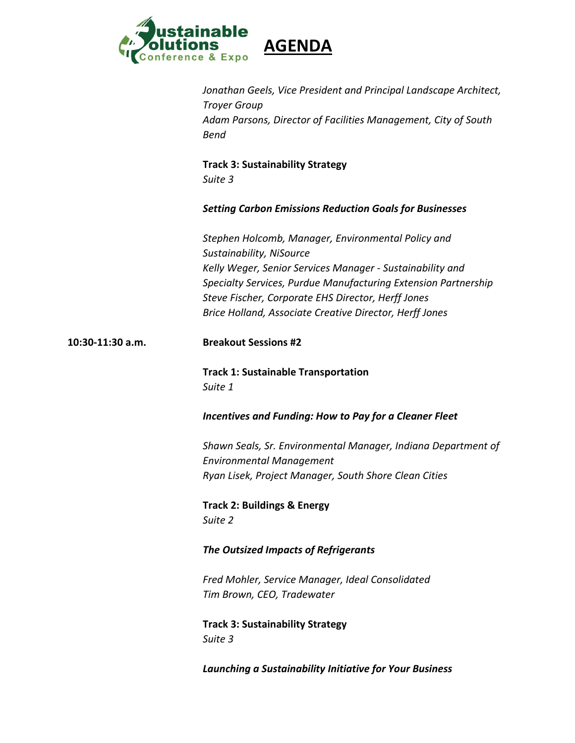*Jonathan Geels, Vice President and Principal Landscape Architect, Troyer Group*
*Adam Parsons, Director of Facilities Management, City of South Bend*

**Track 3: Sustainability Strategy**
*Suite 3*

***Setting Carbon Emissions Reduction Goals for Businesses***

*Stephen Holcomb, Manager, Environmental Policy and Sustainability, NiSource*
*Kelly Weger, Senior Services Manager - Sustainability and Specialty Services, Purdue Manufacturing Extension Partnership*
*Steve Fischer, Corporate EHS Director, Herff Jones*
*Brice Holland, Associate Creative Director, Herff Jones*

**10:30-11:30 a.m.** **Breakout Sessions #2**

**Track 1: Sustainable Transportation**
*Suite 1*

***Incentives and Funding: How to Pay for a Cleaner Fleet***

*Shawn Seals, Sr. Environmental Manager, Indiana Department of Environmental Management*
*Ryan Lisek, Project Manager, South Shore Clean Cities*

**Track 2: Buildings & Energy**
*Suite 2*

***The Outsized Impacts of Refrigerants***

*Fred Mohler, Service Manager, Ideal Consolidated*
*Tim Brown, CEO, Tradewater*

**Track 3: Sustainability Strategy**
*Suite 3*

***Launching a Sustainability Initiative for Your Business***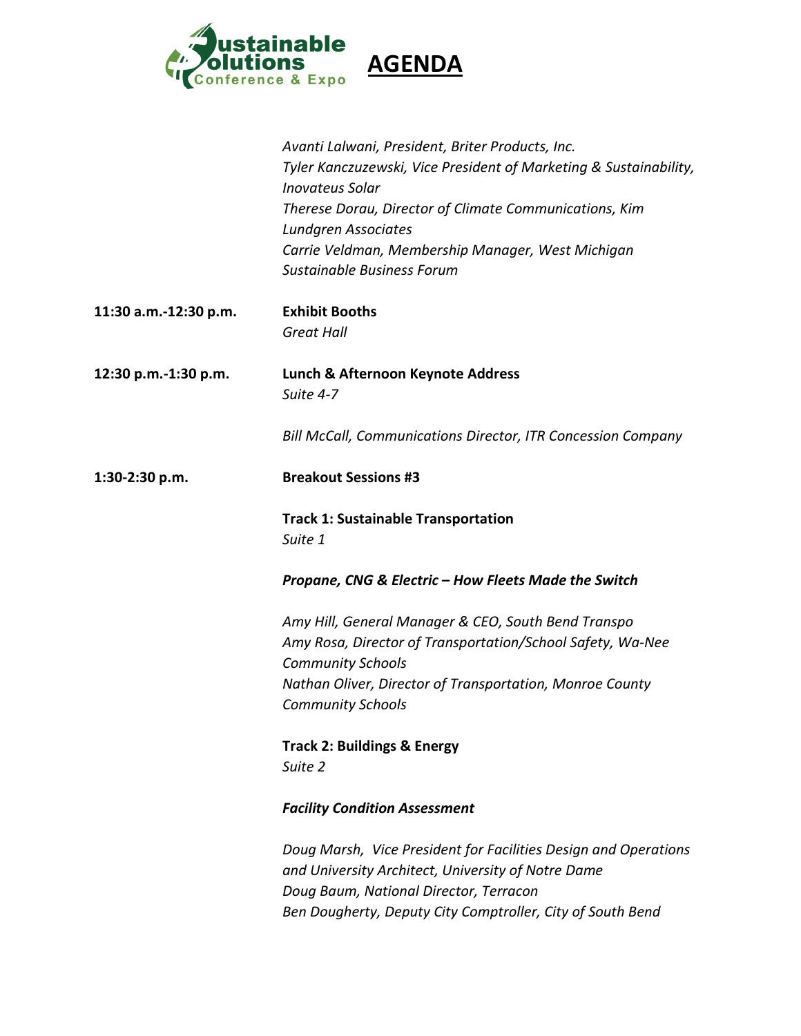# AGENDA

*Avanti Lalwani, President, Briter Products, Inc.*
*Tyler Kanczuzewski, Vice President of Marketing & Sustainability, Inovateus Solar*
*Therese Dorau, Director of Climate Communications, Kim Lundgren Associates*
*Carrie Veldman, Membership Manager, West Michigan Sustainable Business Forum*

**11:30 a.m.-12:30 p.m.** **Exhibit Booths**
*Great Hall*

**12:30 p.m.-1:30 p.m.** **Lunch & Afternoon Keynote Address**
*Suite 4-7*

*Bill McCall, Communications Director, ITR Concession Company*

**1:30-2:30 p.m.** **Breakout Sessions #3**

**Track 1: Sustainable Transportation**
*Suite 1*

***Propane, CNG & Electric – How Fleets Made the Switch***

*Amy Hill, General Manager & CEO, South Bend Transpo*
*Amy Rosa, Director of Transportation/School Safety, Wa-Nee Community Schools*
*Nathan Oliver, Director of Transportation, Monroe County Community Schools*

**Track 2: Buildings & Energy**
*Suite 2*

***Facility Condition Assessment***

*Doug Marsh, Vice President for Facilities Design and Operations and University Architect, University of Notre Dame*
*Doug Baum, National Director, Terracon*
*Ben Dougherty, Deputy City Comptroller, City of South Bend*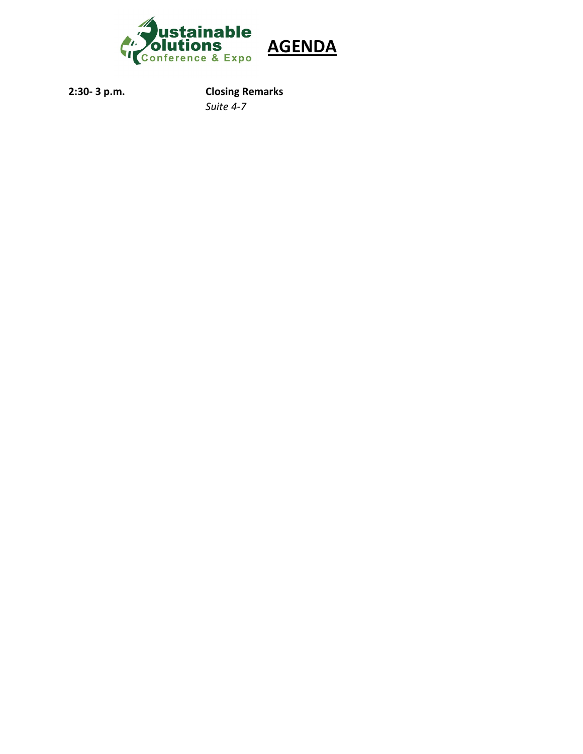# AGENDA

**2:30- 3 p.m.** **Closing Remarks**
*Suite 4-7*